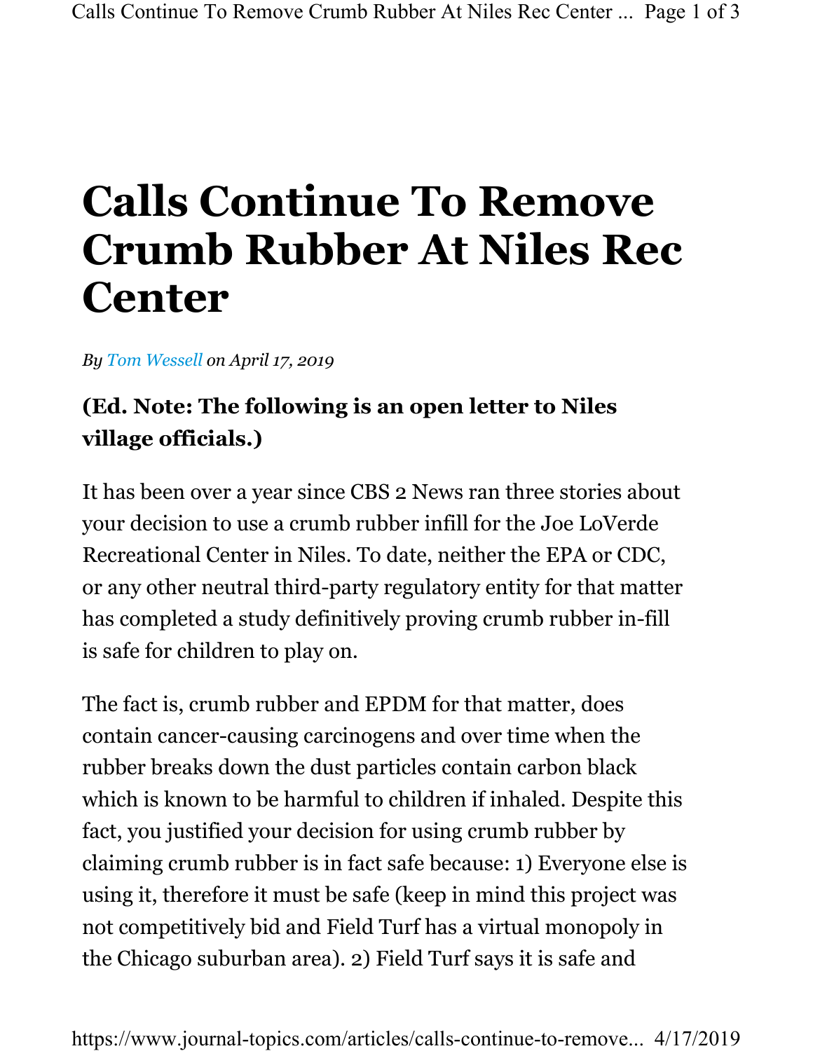# Calls Continue To Remove Crumb Rubber At Niles Rec Center

*By Tom Wessell on April 17, 2019*

**(Ed. Note: The following is an open letter to Niles village officials.)**

It has been over a year since CBS 2 News ran three stories about your decision to use a crumb rubber infill for the Joe LoVerde Recreational Center in Niles. To date, neither the EPA or CDC, or any other neutral third-party regulatory entity for that matter has completed a study definitively proving crumb rubber in-fill is safe for children to play on.

The fact is, crumb rubber and EPDM for that matter, does contain cancer-causing carcinogens and over time when the rubber breaks down the dust particles contain carbon black which is known to be harmful to children if inhaled. Despite this fact, you justified your decision for using crumb rubber by claiming crumb rubber is in fact safe because: 1) Everyone else is using it, therefore it must be safe (keep in mind this project was not competitively bid and Field Turf has a virtual monopoly in the Chicago suburban area). 2) Field Turf says it is safe and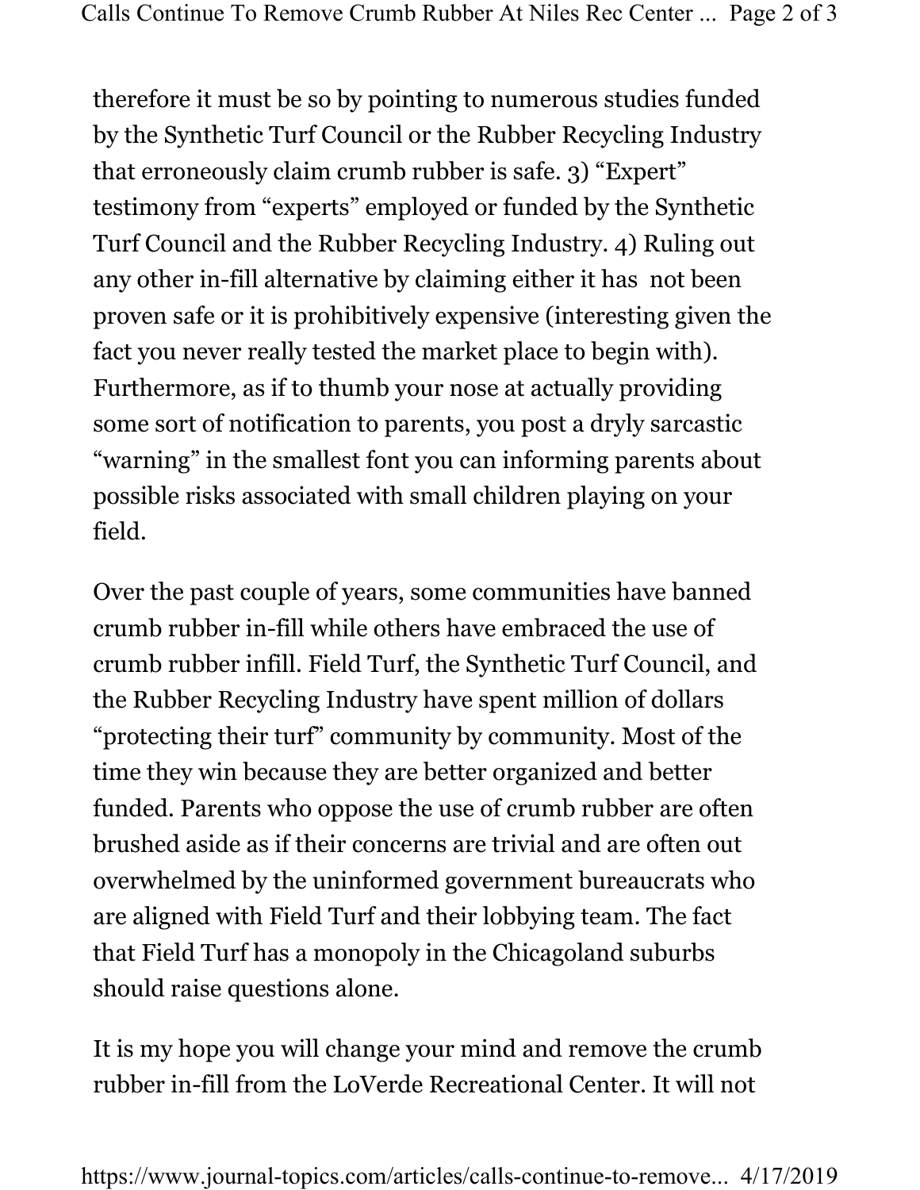therefore it must be so by pointing to numerous studies funded by the Synthetic Turf Council or the Rubber Recycling Industry that erroneously claim crumb rubber is safe. 3) "Expert" testimony from "experts" employed or funded by the Synthetic Turf Council and the Rubber Recycling Industry. 4) Ruling out any other in-fill alternative by claiming either it has not been proven safe or it is prohibitively expensive (interesting given the fact you never really tested the market place to begin with). Furthermore, as if to thumb your nose at actually providing some sort of notification to parents, you post a dryly sarcastic "warning" in the smallest font you can informing parents about possible risks associated with small children playing on your field.

Over the past couple of years, some communities have banned crumb rubber in-fill while others have embraced the use of crumb rubber infill. Field Turf, the Synthetic Turf Council, and the Rubber Recycling Industry have spent million of dollars "protecting their turf" community by community. Most of the time they win because they are better organized and better funded. Parents who oppose the use of crumb rubber are often brushed aside as if their concerns are trivial and are often out overwhelmed by the uninformed government bureaucrats who are aligned with Field Turf and their lobbying team. The fact that Field Turf has a monopoly in the Chicagoland suburbs should raise questions alone.

It is my hope you will change your mind and remove the crumb rubber in-fill from the LoVerde Recreational Center. It will not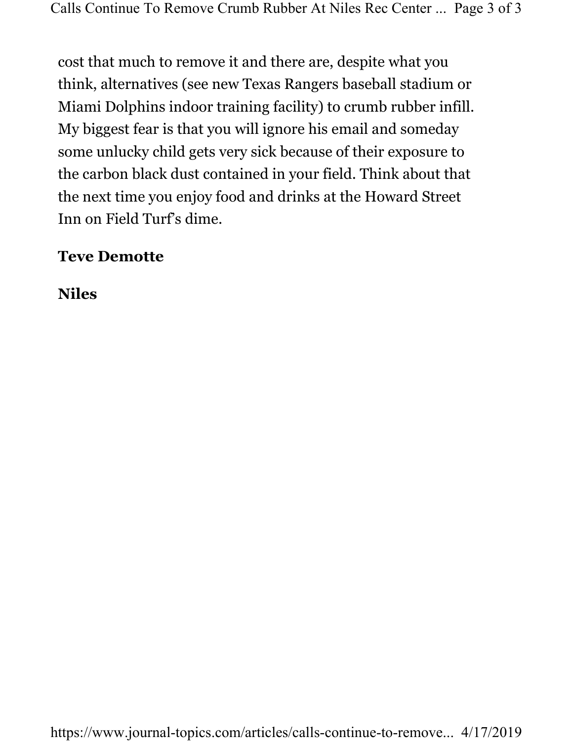cost that much to remove it and there are, despite what you think, alternatives (see new Texas Rangers baseball stadium or Miami Dolphins indoor training facility) to crumb rubber infill. My biggest fear is that you will ignore his email and someday some unlucky child gets very sick because of their exposure to the carbon black dust contained in your field. Think about that the next time you enjoy food and drinks at the Howard Street Inn on Field Turf's dime.

**Teve Demotte**

**Niles**